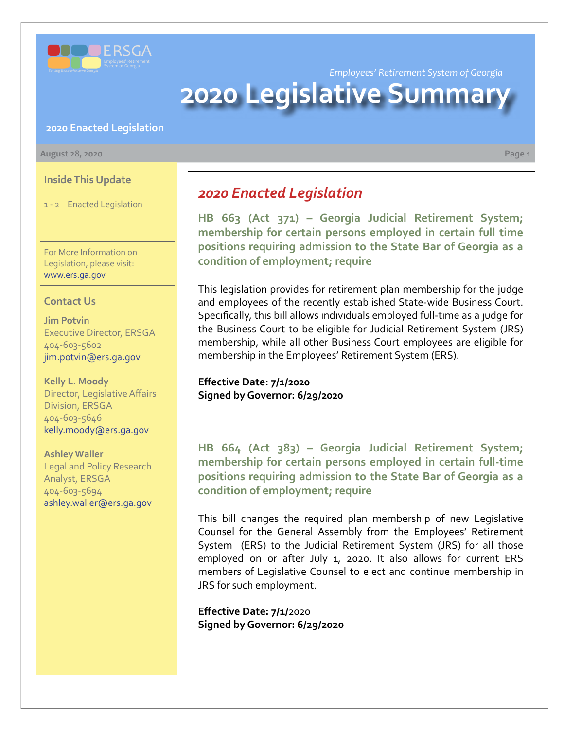Employees' Retirement System of Georgia

# 2020 Legislative Summary

**2020 Enacted Legislation**

August 28, 2020

## Inside This Update

1 - 2 Enacted Legislation

For More Information on Legislation, please visit: www.ers.ga.gov

## Contact Us

**Jim Potvin**
Executive Director, ERSGA
404-603-5602
jim.potvin@ers.ga.gov

**Kelly L. Moody**
Director, Legislative Affairs Division, ERSGA
404-603-5646
kelly.moody@ers.ga.gov

**Ashley Waller**
Legal and Policy Research Analyst, ERSGA
404-603-5694
ashley.waller@ers.ga.gov

## *2020 Enacted Legislation*

### HB 663 (Act 371) – Georgia Judicial Retirement System; membership for certain persons employed in certain full time positions requiring admission to the State Bar of Georgia as a condition of employment; require

This legislation provides for retirement plan membership for the judge and employees of the recently established State-wide Business Court. Specifically, this bill allows individuals employed full-time as a judge for the Business Court to be eligible for Judicial Retirement System (JRS) membership, while all other Business Court employees are eligible for membership in the Employees' Retirement System (ERS).

**Effective Date: 7/1/2020**
**Signed by Governor: 6/29/2020**

### HB 664 (Act 383) – Georgia Judicial Retirement System; membership for certain persons employed in certain full-time positions requiring admission to the State Bar of Georgia as a condition of employment; require

This bill changes the required plan membership of new Legislative Counsel for the General Assembly from the Employees' Retirement System (ERS) to the Judicial Retirement System (JRS) for all those employed on or after July 1, 2020. It also allows for current ERS members of Legislative Counsel to elect and continue membership in JRS for such employment.

**Effective Date: 7/1/**2020
**Signed by Governor: 6/29/2020**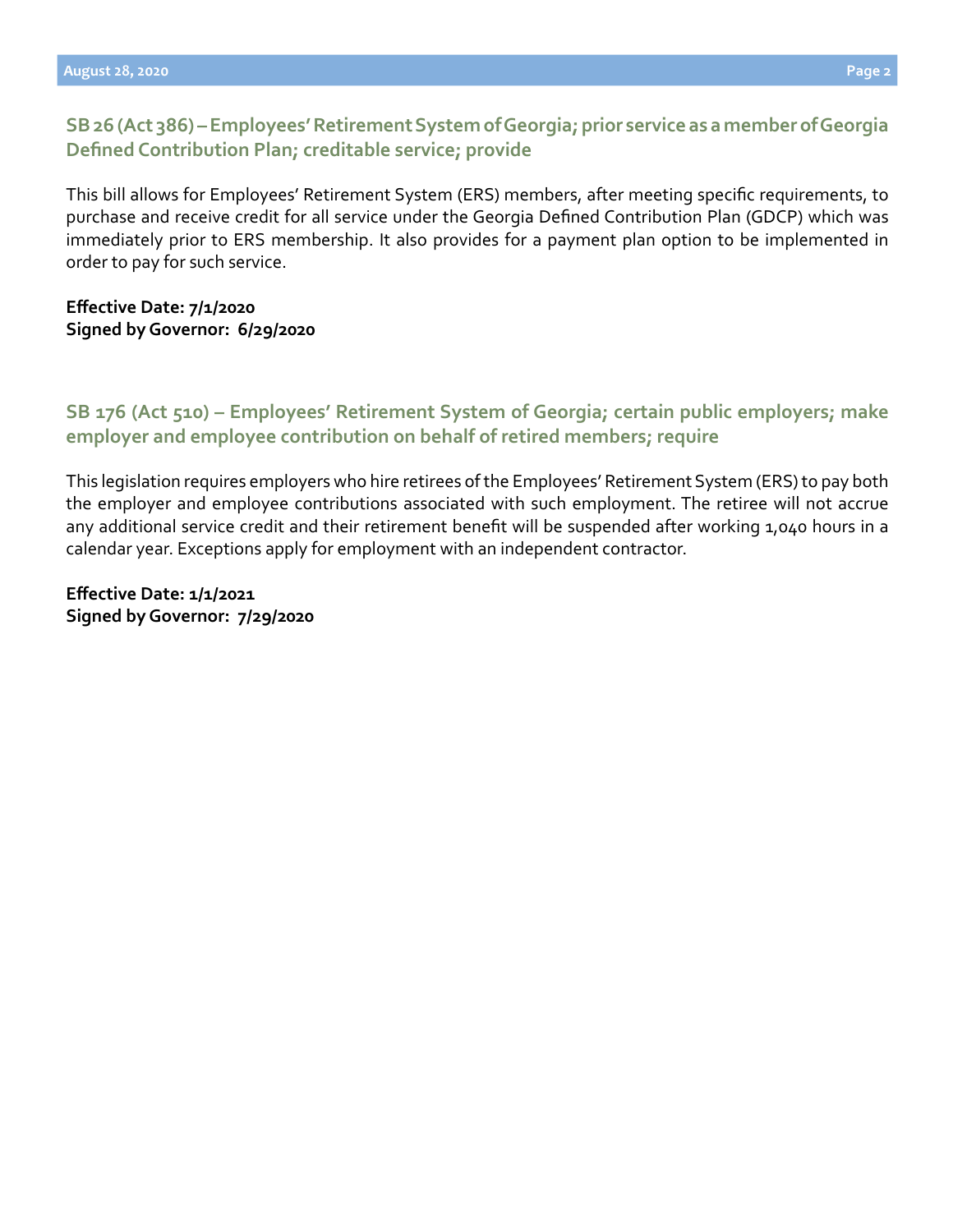## SB 26 (Act 386) – Employees' Retirement System of Georgia; prior service as a member of Georgia Defined Contribution Plan; creditable service; provide

This bill allows for Employees' Retirement System (ERS) members, after meeting specific requirements, to purchase and receive credit for all service under the Georgia Defined Contribution Plan (GDCP) which was immediately prior to ERS membership. It also provides for a payment plan option to be implemented in order to pay for such service.

**Effective Date: 7/1/2020**
**Signed by Governor: 6/29/2020**

## SB 176 (Act 510) – Employees' Retirement System of Georgia; certain public employers; make employer and employee contribution on behalf of retired members; require

This legislation requires employers who hire retirees of the Employees' Retirement System (ERS) to pay both the employer and employee contributions associated with such employment. The retiree will not accrue any additional service credit and their retirement benefit will be suspended after working 1,040 hours in a calendar year. Exceptions apply for employment with an independent contractor.

**Effective Date: 1/1/2021**
**Signed by Governor: 7/29/2020**